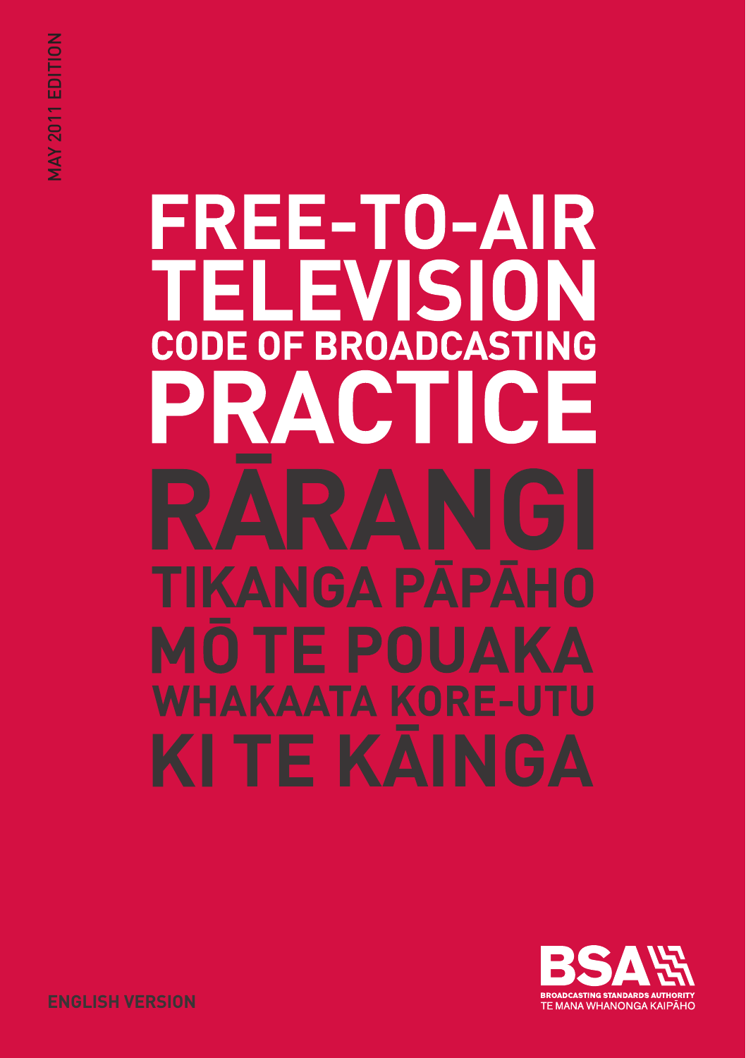MAY 2011 EDITION

# FREE-TO-AIR TELEVISION CODE OF BROADCASTING PRACTICE

# RĀRANGI TIKANGA PĀPĀHO MŌ TE POUAKA WHAKAATA KORE-UTU KI TE KĀINGA

**BROADCASTING STANDARDS AUTHORITY**
TE MANA WHANONGA KAIPĀHO

**ENGLISH VERSION**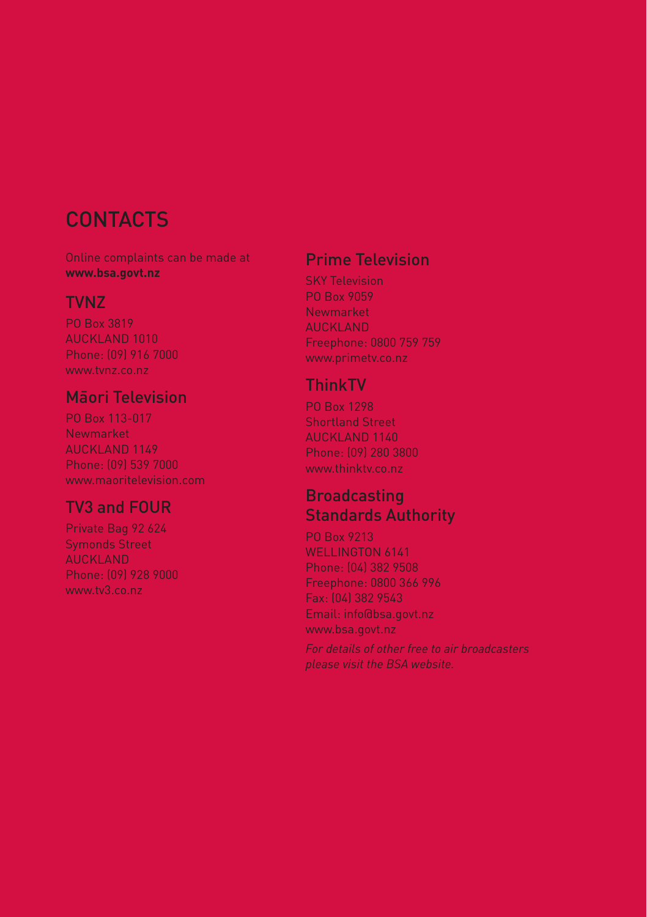# CONTACTS

Online complaints can be made at **www.bsa.govt.nz**

## TVNZ

PO Box 3819
AUCKLAND 1010
Phone: (09) 916 7000
www.tvnz.co.nz

## Māori Television

PO Box 113-017
Newmarket
AUCKLAND 1149
Phone: (09) 539 7000
www.maoritelevision.com

## TV3 and FOUR

Private Bag 92 624
Symonds Street
AUCKLAND
Phone: (09) 928 9000
www.tv3.co.nz

## Prime Television

SKY Television
PO Box 9059
Newmarket
AUCKLAND
Freephone: 0800 759 759
www.primetv.co.nz

## ThinkTV

PO Box 1298
Shortland Street
AUCKLAND 1140
Phone: (09) 280 3800
www.thinktv.co.nz

## Broadcasting Standards Authority

PO Box 9213
WELLINGTON 6141
Phone: (04) 382 9508
Freephone: 0800 366 996
Fax: (04) 382 9543
Email: info@bsa.govt.nz
www.bsa.govt.nz

*For details of other free to air broadcasters please visit the BSA website.*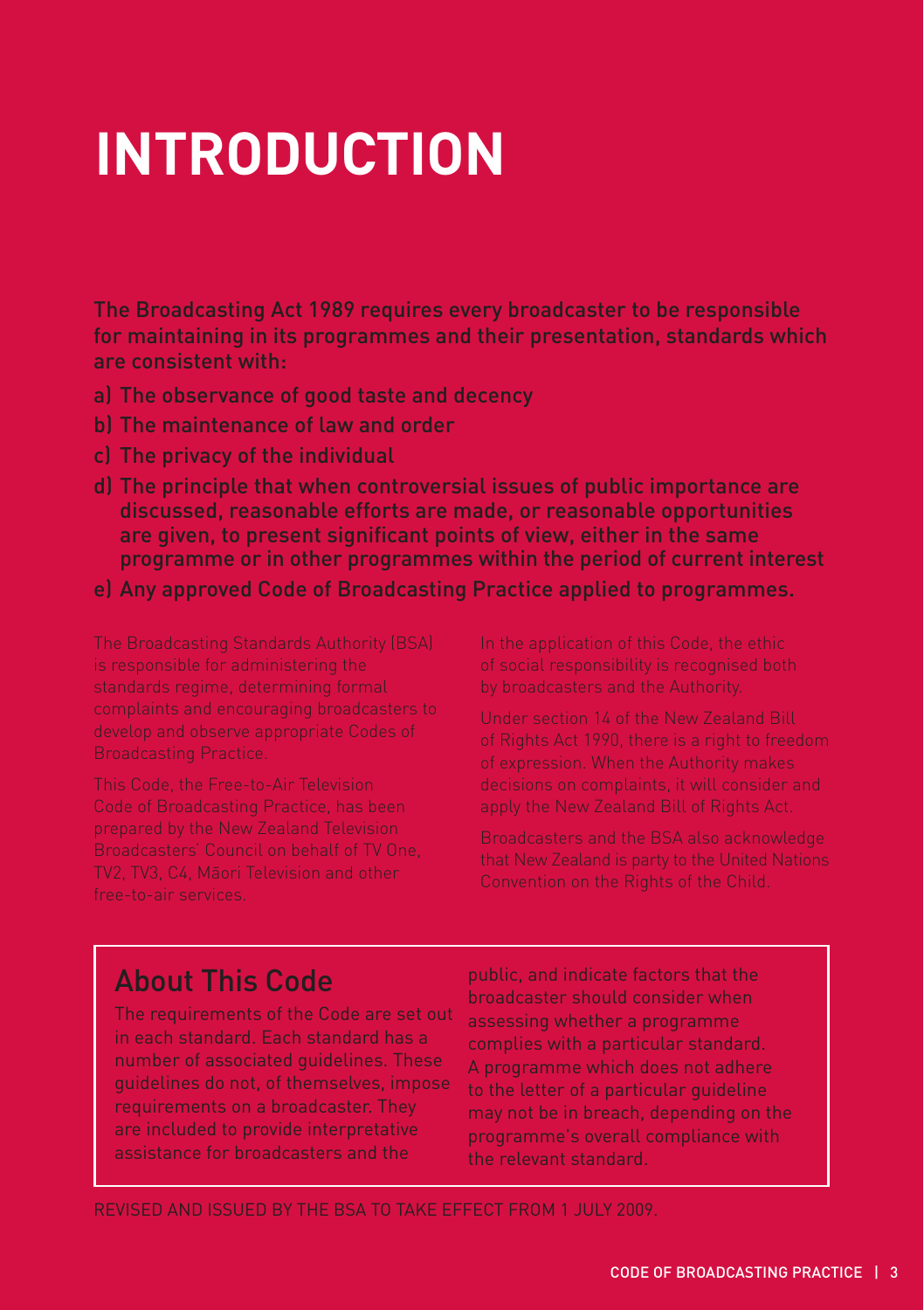# INTRODUCTION

The Broadcasting Act 1989 requires every broadcaster to be responsible for maintaining in its programmes and their presentation, standards which are consistent with:

a) The observance of good taste and decency
b) The maintenance of law and order
c) The privacy of the individual
d) The principle that when controversial issues of public importance are discussed, reasonable efforts are made, or reasonable opportunities are given, to present significant points of view, either in the same programme or in other programmes within the period of current interest
e) Any approved Code of Broadcasting Practice applied to programmes.

The Broadcasting Standards Authority (BSA) is responsible for administering the standards regime, determining formal complaints and encouraging broadcasters to develop and observe appropriate Codes of Broadcasting Practice.

This Code, the Free-to-Air Television Code of Broadcasting Practice, has been prepared by the New Zealand Television Broadcasters' Council on behalf of TV One, TV2, TV3, C4, Māori Television and other free-to-air services.

In the application of this Code, the ethic of social responsibility is recognised both by broadcasters and the Authority.

Under section 14 of the New Zealand Bill of Rights Act 1990, there is a right to freedom of expression. When the Authority makes decisions on complaints, it will consider and apply the New Zealand Bill of Rights Act.

Broadcasters and the BSA also acknowledge that New Zealand is party to the United Nations Convention on the Rights of the Child.

## About This Code

The requirements of the Code are set out in each standard. Each standard has a number of associated guidelines. These guidelines do not, of themselves, impose requirements on a broadcaster. They are included to provide interpretative assistance for broadcasters and the public, and indicate factors that the broadcaster should consider when assessing whether a programme complies with a particular standard. A programme which does not adhere to the letter of a particular guideline may not be in breach, depending on the programme's overall compliance with the relevant standard.

REVISED AND ISSUED BY THE BSA TO TAKE EFFECT FROM 1 JULY 2009.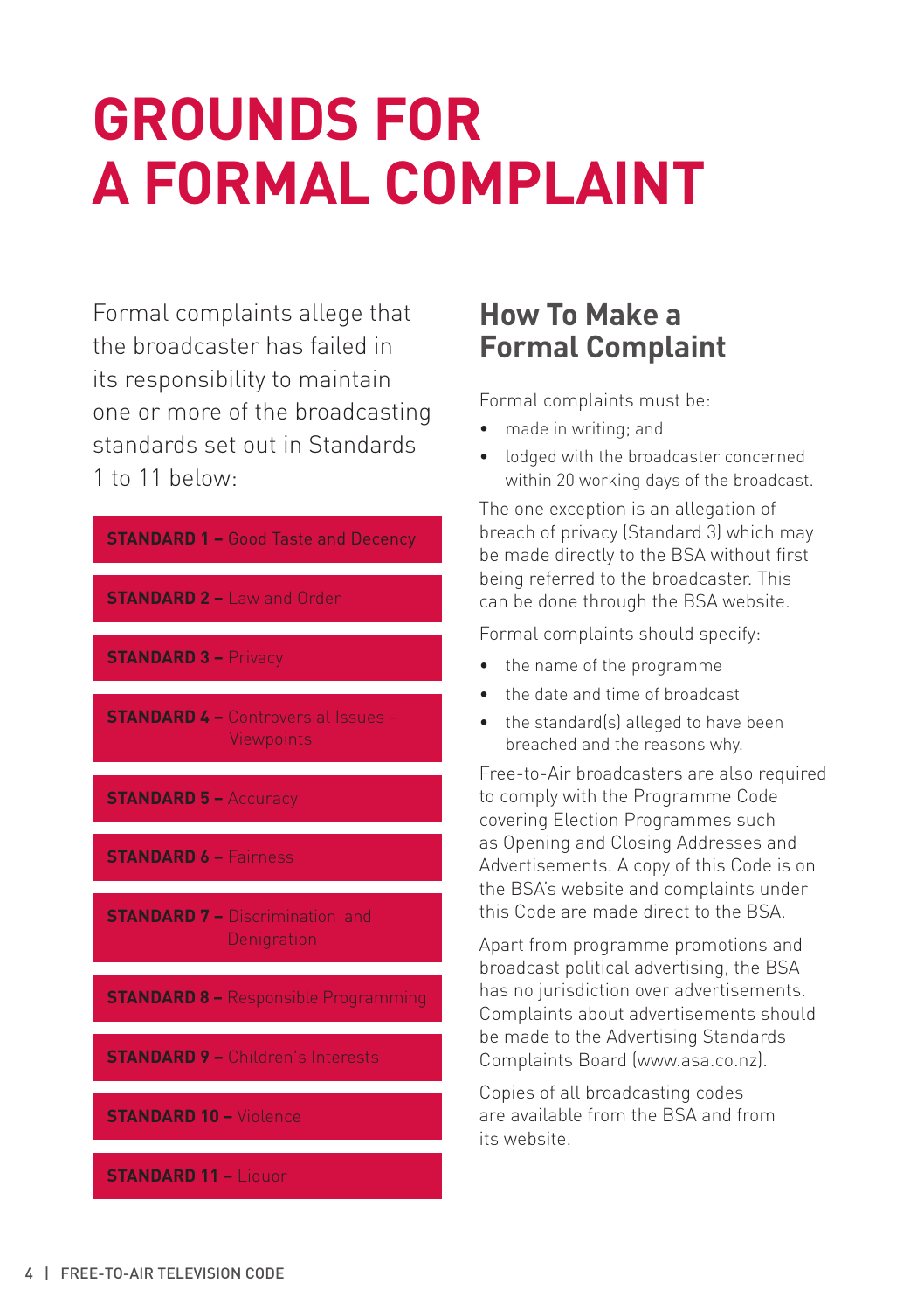# GROUNDS FOR A FORMAL COMPLAINT

Formal complaints allege that the broadcaster has failed in its responsibility to maintain one or more of the broadcasting standards set out in Standards 1 to 11 below:

**STANDARD 1 –** Good Taste and Decency

**STANDARD 2 –** Law and Order

**STANDARD 3 –** Privacy

**STANDARD 4 –** Controversial Issues – Viewpoints

**STANDARD 5 –** Accuracy

**STANDARD 6 –** Fairness

**STANDARD 7 –** Discrimination and Denigration

**STANDARD 8 –** Responsible Programming

**STANDARD 9 –** Children's Interests

**STANDARD 10 –** Violence

**STANDARD 11 –** Liquor

## How To Make a Formal Complaint

Formal complaints must be:

- made in writing; and
- lodged with the broadcaster concerned within 20 working days of the broadcast.

The one exception is an allegation of breach of privacy (Standard 3) which may be made directly to the BSA without first being referred to the broadcaster. This can be done through the BSA website.

Formal complaints should specify:

- the name of the programme
- the date and time of broadcast
- the standard(s) alleged to have been breached and the reasons why.

Free-to-Air broadcasters are also required to comply with the Programme Code covering Election Programmes such as Opening and Closing Addresses and Advertisements. A copy of this Code is on the BSA's website and complaints under this Code are made direct to the BSA.

Apart from programme promotions and broadcast political advertising, the BSA has no jurisdiction over advertisements. Complaints about advertisements should be made to the Advertising Standards Complaints Board (www.asa.co.nz).

Copies of all broadcasting codes are available from the BSA and from its website.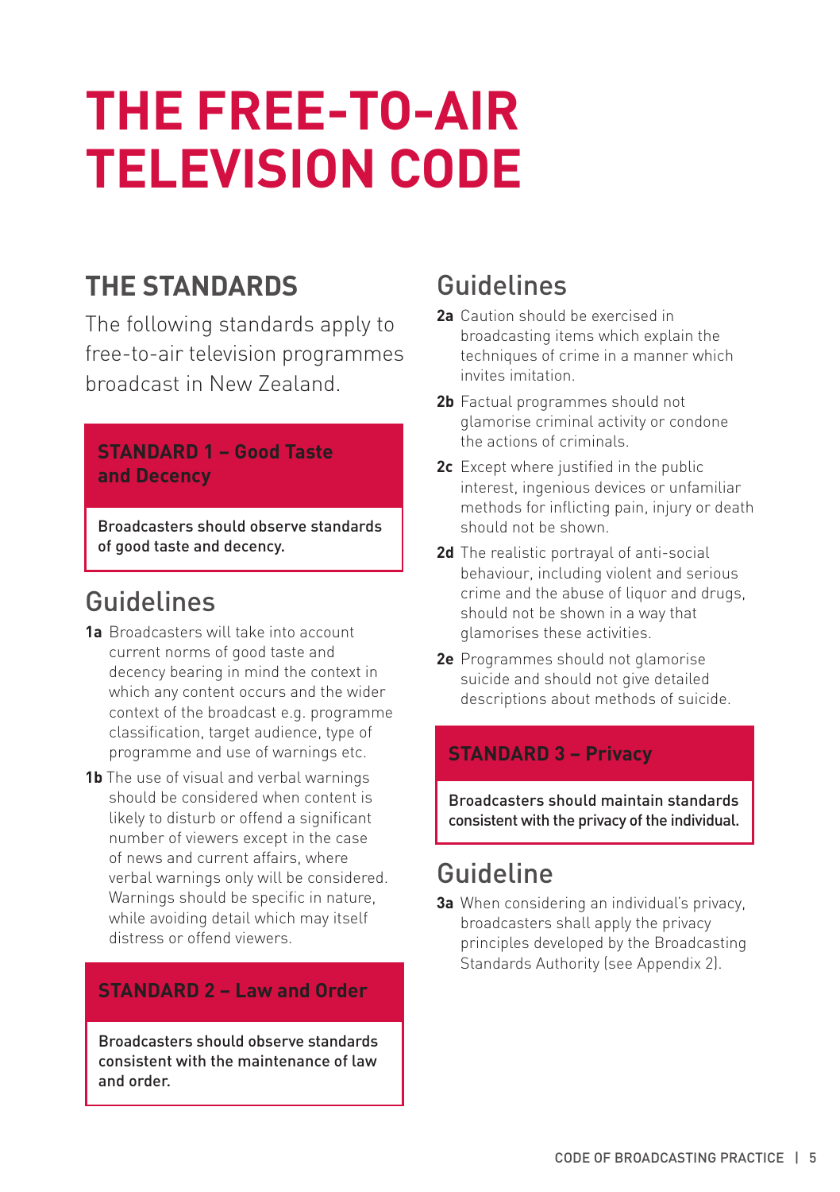# THE FREE-TO-AIR TELEVISION CODE

## THE STANDARDS

The following standards apply to free-to-air television programmes broadcast in New Zealand.

### STANDARD 1 – Good Taste and Decency

**Broadcasters should observe standards of good taste and decency.**

### Guidelines

**1a** Broadcasters will take into account current norms of good taste and decency bearing in mind the context in which any content occurs and the wider context of the broadcast e.g. programme classification, target audience, type of programme and use of warnings etc.

**1b** The use of visual and verbal warnings should be considered when content is likely to disturb or offend a significant number of viewers except in the case of news and current affairs, where verbal warnings only will be considered. Warnings should be specific in nature, while avoiding detail which may itself distress or offend viewers.

### STANDARD 2 – Law and Order

**Broadcasters should observe standards consistent with the maintenance of law and order.**

### Guidelines

**2a** Caution should be exercised in broadcasting items which explain the techniques of crime in a manner which invites imitation.

**2b** Factual programmes should not glamorise criminal activity or condone the actions of criminals.

**2c** Except where justified in the public interest, ingenious devices or unfamiliar methods for inflicting pain, injury or death should not be shown.

**2d** The realistic portrayal of anti-social behaviour, including violent and serious crime and the abuse of liquor and drugs, should not be shown in a way that glamorises these activities.

**2e** Programmes should not glamorise suicide and should not give detailed descriptions about methods of suicide.

### STANDARD 3 – Privacy

**Broadcasters should maintain standards consistent with the privacy of the individual.**

### Guideline

**3a** When considering an individual's privacy, broadcasters shall apply the privacy principles developed by the Broadcasting Standards Authority (see Appendix 2).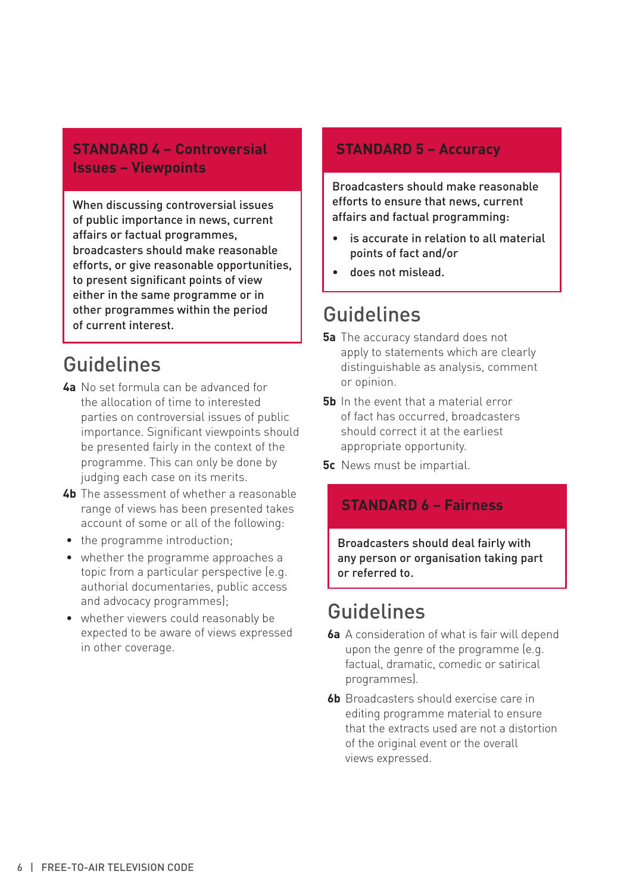## STANDARD 4 – Controversial Issues – Viewpoints

**When discussing controversial issues of public importance in news, current affairs or factual programmes, broadcasters should make reasonable efforts, or give reasonable opportunities, to present significant points of view either in the same programme or in other programmes within the period of current interest.**

### Guidelines

**4a** No set formula can be advanced for the allocation of time to interested parties on controversial issues of public importance. Significant viewpoints should be presented fairly in the context of the programme. This can only be done by judging each case on its merits.

**4b** The assessment of whether a reasonable range of views has been presented takes account of some or all of the following:

- the programme introduction;
- whether the programme approaches a topic from a particular perspective (e.g. authorial documentaries, public access and advocacy programmes);
- whether viewers could reasonably be expected to be aware of views expressed in other coverage.

## STANDARD 5 – Accuracy

**Broadcasters should make reasonable efforts to ensure that news, current affairs and factual programming:**

- **is accurate in relation to all material points of fact and/or**
- **does not mislead.**

### Guidelines

**5a** The accuracy standard does not apply to statements which are clearly distinguishable as analysis, comment or opinion.

**5b** In the event that a material error of fact has occurred, broadcasters should correct it at the earliest appropriate opportunity.

**5c** News must be impartial.

## STANDARD 6 – Fairness

**Broadcasters should deal fairly with any person or organisation taking part or referred to.**

### Guidelines

**6a** A consideration of what is fair will depend upon the genre of the programme (e.g. factual, dramatic, comedic or satirical programmes).

**6b** Broadcasters should exercise care in editing programme material to ensure that the extracts used are not a distortion of the original event or the overall views expressed.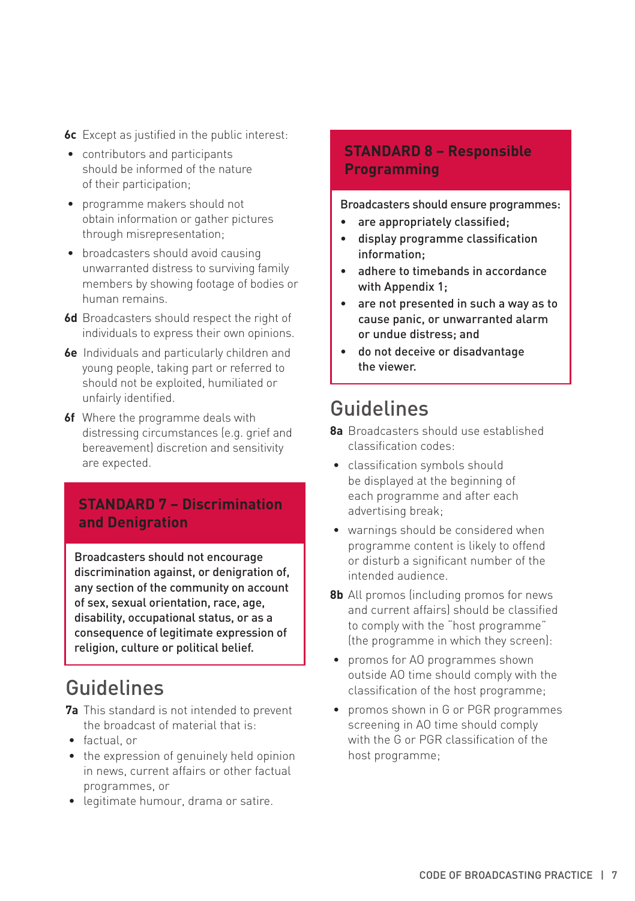**6c** Except as justified in the public interest:

- contributors and participants should be informed of the nature of their participation;
- programme makers should not obtain information or gather pictures through misrepresentation;
- broadcasters should avoid causing unwarranted distress to surviving family members by showing footage of bodies or human remains.

**6d** Broadcasters should respect the right of individuals to express their own opinions.

**6e** Individuals and particularly children and young people, taking part or referred to should not be exploited, humiliated or unfairly identified.

**6f** Where the programme deals with distressing circumstances (e.g. grief and bereavement) discretion and sensitivity are expected.

## STANDARD 7 – Discrimination and Denigration

Broadcasters should not encourage discrimination against, or denigration of, any section of the community on account of sex, sexual orientation, race, age, disability, occupational status, or as a consequence of legitimate expression of religion, culture or political belief.

## Guidelines

**7a** This standard is not intended to prevent the broadcast of material that is:

- factual, or
- the expression of genuinely held opinion in news, current affairs or other factual programmes, or
- legitimate humour, drama or satire.

## STANDARD 8 – Responsible Programming

Broadcasters should ensure programmes:

- are appropriately classified;
- display programme classification information;
- adhere to timebands in accordance with Appendix 1;
- are not presented in such a way as to cause panic, or unwarranted alarm or undue distress; and
- do not deceive or disadvantage the viewer.

## Guidelines

**8a** Broadcasters should use established classification codes:

- classification symbols should be displayed at the beginning of each programme and after each advertising break;
- warnings should be considered when programme content is likely to offend or disturb a significant number of the intended audience.

**8b** All promos (including promos for news and current affairs) should be classified to comply with the "host programme" (the programme in which they screen):

- promos for AO programmes shown outside AO time should comply with the classification of the host programme;
- promos shown in G or PGR programmes screening in AO time should comply with the G or PGR classification of the host programme;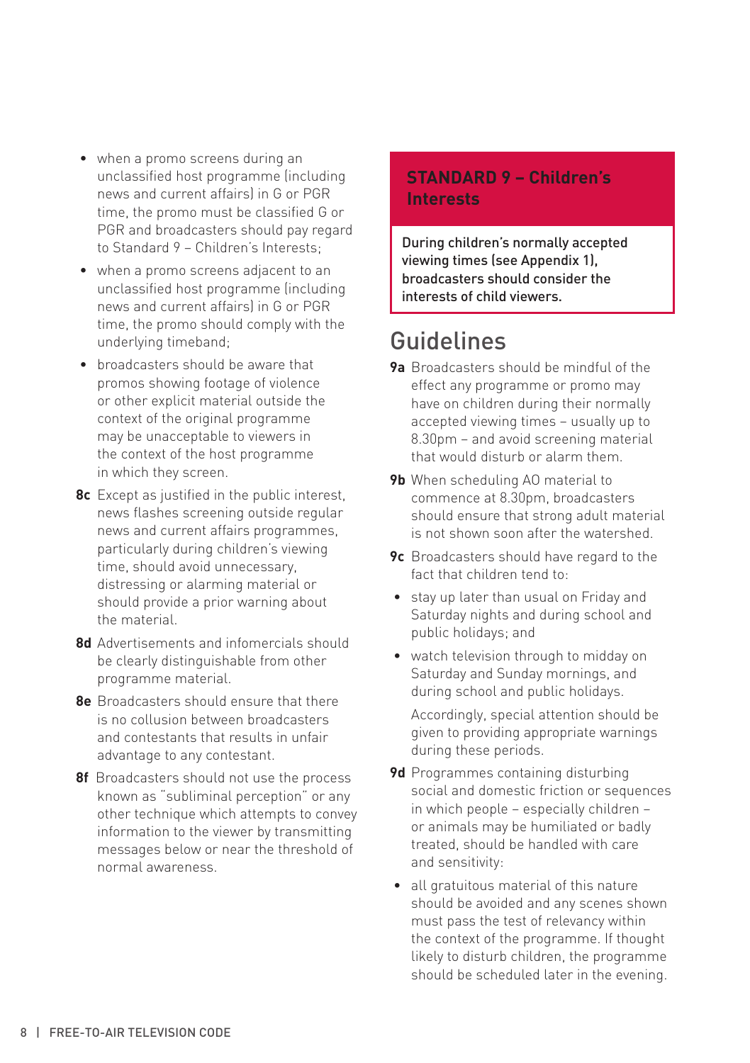- when a promo screens during an unclassified host programme (including news and current affairs) in G or PGR time, the promo must be classified G or PGR and broadcasters should pay regard to Standard 9 – Children's Interests;
- when a promo screens adjacent to an unclassified host programme (including news and current affairs) in G or PGR time, the promo should comply with the underlying timeband;
- broadcasters should be aware that promos showing footage of violence or other explicit material outside the context of the original programme may be unacceptable to viewers in the context of the host programme in which they screen.

**8c** Except as justified in the public interest, news flashes screening outside regular news and current affairs programmes, particularly during children's viewing time, should avoid unnecessary, distressing or alarming material or should provide a prior warning about the material.

**8d** Advertisements and infomercials should be clearly distinguishable from other programme material.

**8e** Broadcasters should ensure that there is no collusion between broadcasters and contestants that results in unfair advantage to any contestant.

**8f** Broadcasters should not use the process known as "subliminal perception" or any other technique which attempts to convey information to the viewer by transmitting messages below or near the threshold of normal awareness.

## STANDARD 9 – Children's Interests

During children's normally accepted viewing times (see Appendix 1), broadcasters should consider the interests of child viewers.

## Guidelines

**9a** Broadcasters should be mindful of the effect any programme or promo may have on children during their normally accepted viewing times – usually up to 8.30pm – and avoid screening material that would disturb or alarm them.

**9b** When scheduling AO material to commence at 8.30pm, broadcasters should ensure that strong adult material is not shown soon after the watershed.

**9c** Broadcasters should have regard to the fact that children tend to:

- stay up later than usual on Friday and Saturday nights and during school and public holidays; and
- watch television through to midday on Saturday and Sunday mornings, and during school and public holidays.

Accordingly, special attention should be given to providing appropriate warnings during these periods.

**9d** Programmes containing disturbing social and domestic friction or sequences in which people – especially children – or animals may be humiliated or badly treated, should be handled with care and sensitivity:

- all gratuitous material of this nature should be avoided and any scenes shown must pass the test of relevancy within the context of the programme. If thought likely to disturb children, the programme should be scheduled later in the evening.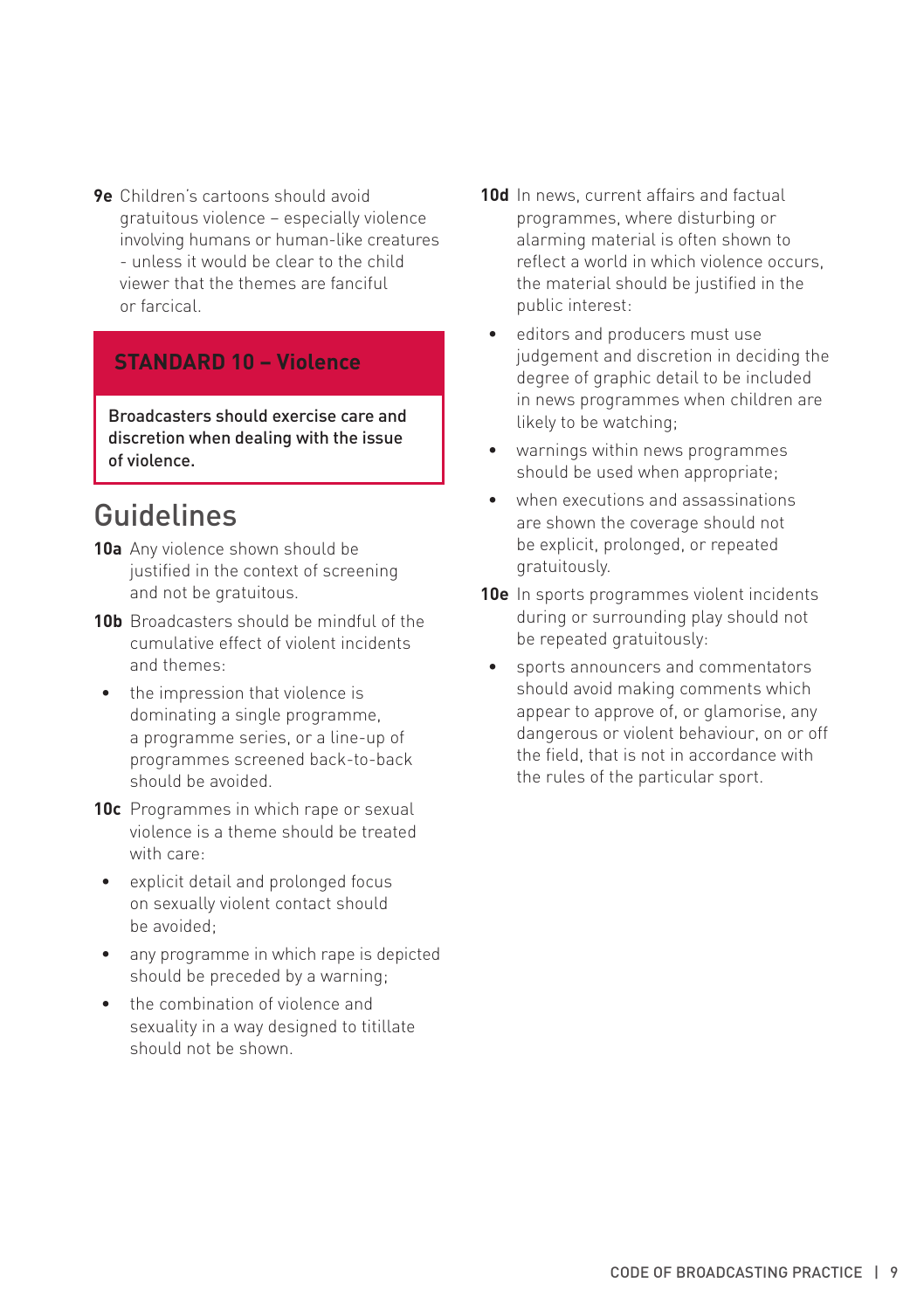**9e** Children's cartoons should avoid gratuitous violence – especially violence involving humans or human-like creatures - unless it would be clear to the child viewer that the themes are fanciful or farcical.

## STANDARD 10 – Violence

**Broadcasters should exercise care and discretion when dealing with the issue of violence.**

## Guidelines

**10a** Any violence shown should be justified in the context of screening and not be gratuitous.

**10b** Broadcasters should be mindful of the cumulative effect of violent incidents and themes:

- the impression that violence is dominating a single programme, a programme series, or a line-up of programmes screened back-to-back should be avoided.

**10c** Programmes in which rape or sexual violence is a theme should be treated with care:

- explicit detail and prolonged focus on sexually violent contact should be avoided;
- any programme in which rape is depicted should be preceded by a warning;
- the combination of violence and sexuality in a way designed to titillate should not be shown.

**10d** In news, current affairs and factual programmes, where disturbing or alarming material is often shown to reflect a world in which violence occurs, the material should be justified in the public interest:

- editors and producers must use judgement and discretion in deciding the degree of graphic detail to be included in news programmes when children are likely to be watching;
- warnings within news programmes should be used when appropriate;
- when executions and assassinations are shown the coverage should not be explicit, prolonged, or repeated gratuitously.

**10e** In sports programmes violent incidents during or surrounding play should not be repeated gratuitously:

- sports announcers and commentators should avoid making comments which appear to approve of, or glamorise, any dangerous or violent behaviour, on or off the field, that is not in accordance with the rules of the particular sport.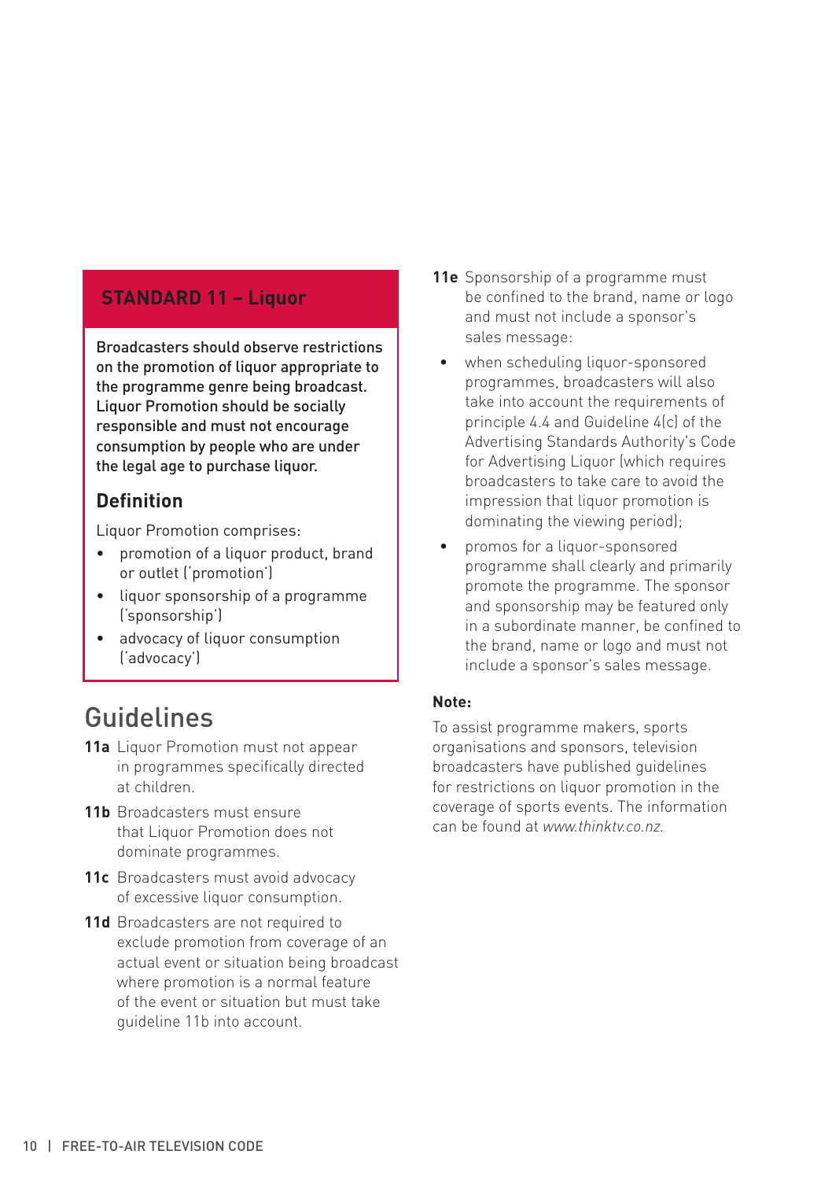## STANDARD 11 – Liquor

**Broadcasters should observe restrictions on the promotion of liquor appropriate to the programme genre being broadcast. Liquor Promotion should be socially responsible and must not encourage consumption by people who are under the legal age to purchase liquor.**

### Definition

Liquor Promotion comprises:

- promotion of a liquor product, brand or outlet ('promotion')
- liquor sponsorship of a programme ('sponsorship')
- advocacy of liquor consumption ('advocacy')

## Guidelines

**11a** Liquor Promotion must not appear in programmes specifically directed at children.

**11b** Broadcasters must ensure that Liquor Promotion does not dominate programmes.

**11c** Broadcasters must avoid advocacy of excessive liquor consumption.

**11d** Broadcasters are not required to exclude promotion from coverage of an actual event or situation being broadcast where promotion is a normal feature of the event or situation but must take guideline 11b into account.

**11e** Sponsorship of a programme must be confined to the brand, name or logo and must not include a sponsor's sales message:

- when scheduling liquor-sponsored programmes, broadcasters will also take into account the requirements of principle 4.4 and Guideline 4(c) of the Advertising Standards Authority's Code for Advertising Liquor (which requires broadcasters to take care to avoid the impression that liquor promotion is dominating the viewing period);
- promos for a liquor-sponsored programme shall clearly and primarily promote the programme. The sponsor and sponsorship may be featured only in a subordinate manner, be confined to the brand, name or logo and must not include a sponsor's sales message.

**Note:**

To assist programme makers, sports organisations and sponsors, television broadcasters have published guidelines for restrictions on liquor promotion in the coverage of sports events. The information can be found at *www.thinktv.co.nz.*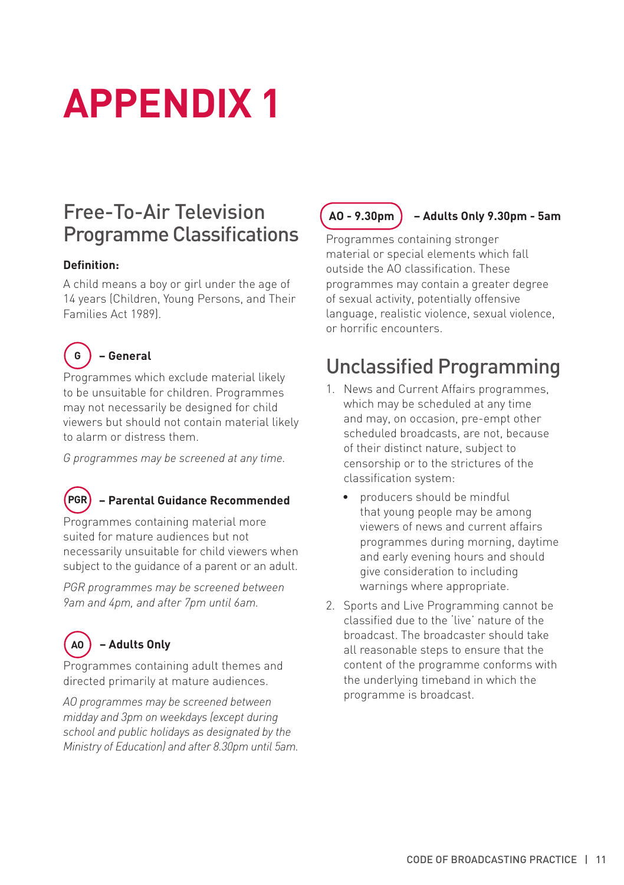# APPENDIX 1

## Free-To-Air Television Programme Classifications

**Definition:**

A child means a boy or girl under the age of 14 years (Children, Young Persons, and Their Families Act 1989).

### G – General

Programmes which exclude material likely to be unsuitable for children. Programmes may not necessarily be designed for child viewers but should not contain material likely to alarm or distress them.

*G programmes may be screened at any time.*

### PGR – Parental Guidance Recommended

Programmes containing material more suited for mature audiences but not necessarily unsuitable for child viewers when subject to the guidance of a parent or an adult.

*PGR programmes may be screened between 9am and 4pm, and after 7pm until 6am.*

### AO – Adults Only

Programmes containing adult themes and directed primarily at mature audiences.

*AO programmes may be screened between midday and 3pm on weekdays (except during school and public holidays as designated by the Ministry of Education) and after 8.30pm until 5am.*

### AO - 9.30pm – Adults Only 9.30pm - 5am

Programmes containing stronger material or special elements which fall outside the AO classification. These programmes may contain a greater degree of sexual activity, potentially offensive language, realistic violence, sexual violence, or horrific encounters.

## Unclassified Programming

1. News and Current Affairs programmes, which may be scheduled at any time and may, on occasion, pre-empt other scheduled broadcasts, are not, because of their distinct nature, subject to censorship or to the strictures of the classification system:
   - producers should be mindful that young people may be among viewers of news and current affairs programmes during morning, daytime and early evening hours and should give consideration to including warnings where appropriate.
2. Sports and Live Programming cannot be classified due to the 'live' nature of the broadcast. The broadcaster should take all reasonable steps to ensure that the content of the programme conforms with the underlying timeband in which the programme is broadcast.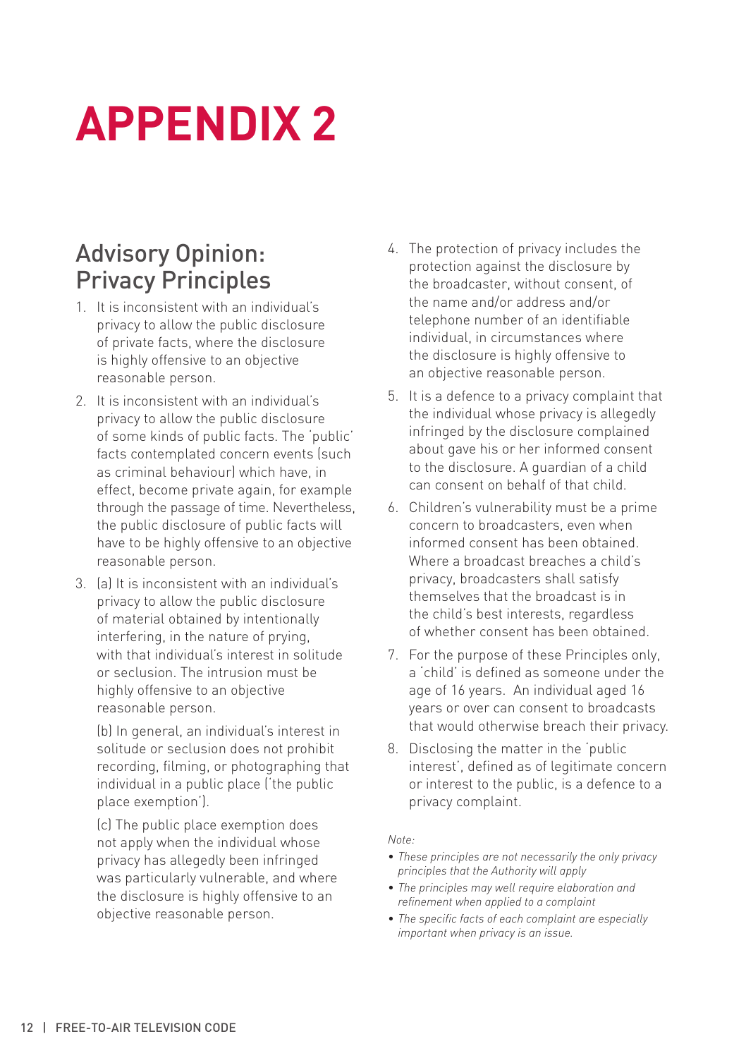# APPENDIX 2

## Advisory Opinion: Privacy Principles

1. It is inconsistent with an individual's privacy to allow the public disclosure of private facts, where the disclosure is highly offensive to an objective reasonable person.
2. It is inconsistent with an individual's privacy to allow the public disclosure of some kinds of public facts. The 'public' facts contemplated concern events (such as criminal behaviour) which have, in effect, become private again, for example through the passage of time. Nevertheless, the public disclosure of public facts will have to be highly offensive to an objective reasonable person.
3. (a) It is inconsistent with an individual's privacy to allow the public disclosure of material obtained by intentionally interfering, in the nature of prying, with that individual's interest in solitude or seclusion. The intrusion must be highly offensive to an objective reasonable person.

   (b) In general, an individual's interest in solitude or seclusion does not prohibit recording, filming, or photographing that individual in a public place ('the public place exemption').

   (c) The public place exemption does not apply when the individual whose privacy has allegedly been infringed was particularly vulnerable, and where the disclosure is highly offensive to an objective reasonable person.
4. The protection of privacy includes the protection against the disclosure by the broadcaster, without consent, of the name and/or address and/or telephone number of an identifiable individual, in circumstances where the disclosure is highly offensive to an objective reasonable person.
5. It is a defence to a privacy complaint that the individual whose privacy is allegedly infringed by the disclosure complained about gave his or her informed consent to the disclosure. A guardian of a child can consent on behalf of that child.
6. Children's vulnerability must be a prime concern to broadcasters, even when informed consent has been obtained. Where a broadcast breaches a child's privacy, broadcasters shall satisfy themselves that the broadcast is in the child's best interests, regardless of whether consent has been obtained.
7. For the purpose of these Principles only, a 'child' is defined as someone under the age of 16 years. An individual aged 16 years or over can consent to broadcasts that would otherwise breach their privacy.
8. Disclosing the matter in the 'public interest', defined as of legitimate concern or interest to the public, is a defence to a privacy complaint.

*Note:*

- *These principles are not necessarily the only privacy principles that the Authority will apply*
- *The principles may well require elaboration and refinement when applied to a complaint*
- *The specific facts of each complaint are especially important when privacy is an issue.*